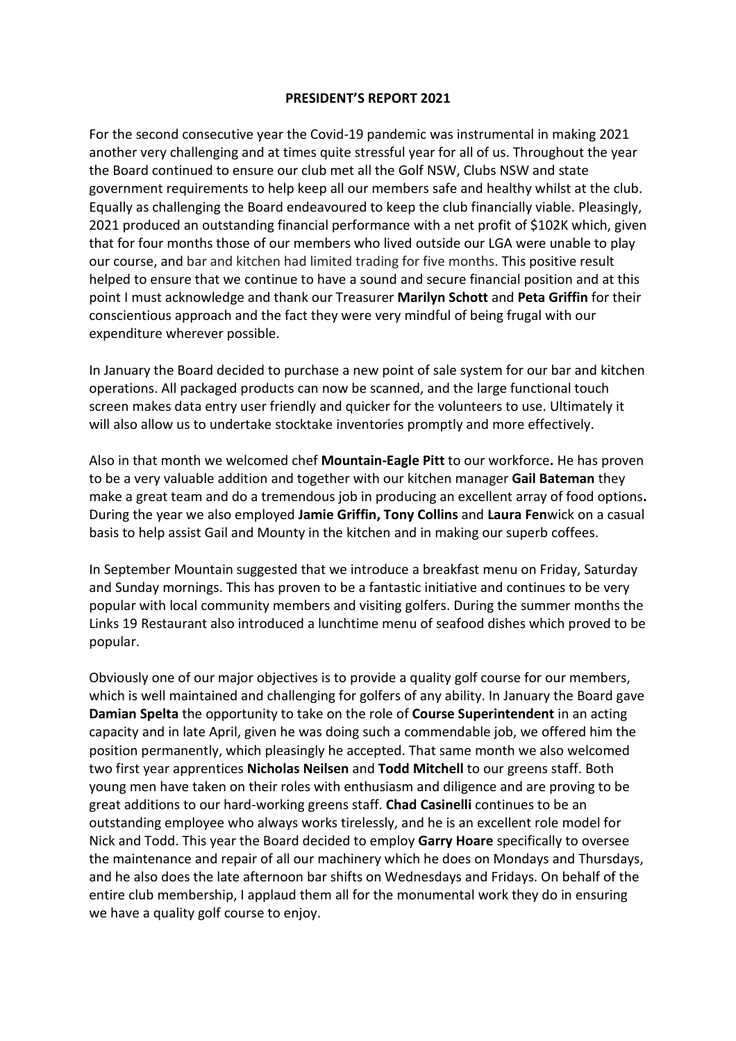**PRESIDENT'S REPORT 2021**

For the second consecutive year the Covid-19 pandemic was instrumental in making 2021 another very challenging and at times quite stressful year for all of us. Throughout the year the Board continued to ensure our club met all the Golf NSW, Clubs NSW and state government requirements to help keep all our members safe and healthy whilst at the club. Equally as challenging the Board endeavoured to keep the club financially viable. Pleasingly, 2021 produced an outstanding financial performance with a net profit of $102K which, given that for four months those of our members who lived outside our LGA were unable to play our course, and bar and kitchen had limited trading for five months. This positive result helped to ensure that we continue to have a sound and secure financial position and at this point I must acknowledge and thank our Treasurer **Marilyn Schott** and **Peta Griffin** for their conscientious approach and the fact they were very mindful of being frugal with our expenditure wherever possible.

In January the Board decided to purchase a new point of sale system for our bar and kitchen operations. All packaged products can now be scanned, and the large functional touch screen makes data entry user friendly and quicker for the volunteers to use. Ultimately it will also allow us to undertake stocktake inventories promptly and more effectively.

Also in that month we welcomed chef **Mountain-Eagle Pitt** to our workforce**.** He has proven to be a very valuable addition and together with our kitchen manager **Gail Bateman** they make a great team and do a tremendous job in producing an excellent array of food options**.** During the year we also employed **Jamie Griffin, Tony Collins** and **Laura Fen**wick on a casual basis to help assist Gail and Mounty in the kitchen and in making our superb coffees.

In September Mountain suggested that we introduce a breakfast menu on Friday, Saturday and Sunday mornings. This has proven to be a fantastic initiative and continues to be very popular with local community members and visiting golfers. During the summer months the Links 19 Restaurant also introduced a lunchtime menu of seafood dishes which proved to be popular.

Obviously one of our major objectives is to provide a quality golf course for our members, which is well maintained and challenging for golfers of any ability. In January the Board gave **Damian Spelta** the opportunity to take on the role of **Course Superintendent** in an acting capacity and in late April, given he was doing such a commendable job, we offered him the position permanently, which pleasingly he accepted. That same month we also welcomed two first year apprentices **Nicholas Neilsen** and **Todd Mitchell** to our greens staff. Both young men have taken on their roles with enthusiasm and diligence and are proving to be great additions to our hard-working greens staff. **Chad Casinelli** continues to be an outstanding employee who always works tirelessly, and he is an excellent role model for Nick and Todd. This year the Board decided to employ **Garry Hoare** specifically to oversee the maintenance and repair of all our machinery which he does on Mondays and Thursdays, and he also does the late afternoon bar shifts on Wednesdays and Fridays. On behalf of the entire club membership, I applaud them all for the monumental work they do in ensuring we have a quality golf course to enjoy.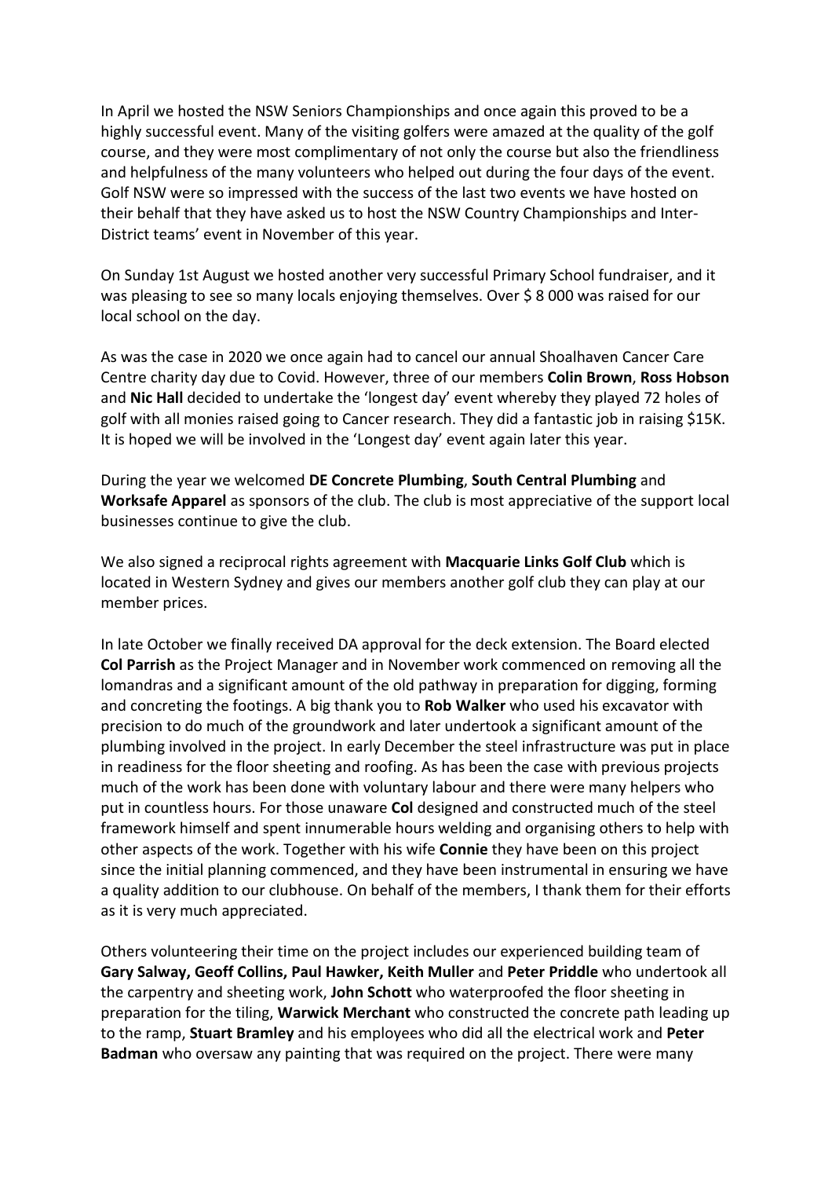In April we hosted the NSW Seniors Championships and once again this proved to be a highly successful event. Many of the visiting golfers were amazed at the quality of the golf course, and they were most complimentary of not only the course but also the friendliness and helpfulness of the many volunteers who helped out during the four days of the event. Golf NSW were so impressed with the success of the last two events we have hosted on their behalf that they have asked us to host the NSW Country Championships and Inter-District teams' event in November of this year.

On Sunday 1st August we hosted another very successful Primary School fundraiser, and it was pleasing to see so many locals enjoying themselves. Over $ 8 000 was raised for our local school on the day.

As was the case in 2020 we once again had to cancel our annual Shoalhaven Cancer Care Centre charity day due to Covid. However, three of our members **Colin Brown**, **Ross Hobson** and **Nic Hall** decided to undertake the 'longest day' event whereby they played 72 holes of golf with all monies raised going to Cancer research. They did a fantastic job in raising $15K. It is hoped we will be involved in the 'Longest day' event again later this year.

During the year we welcomed **DE Concrete Plumbing**, **South Central Plumbing** and **Worksafe Apparel** as sponsors of the club. The club is most appreciative of the support local businesses continue to give the club.

We also signed a reciprocal rights agreement with **Macquarie Links Golf Club** which is located in Western Sydney and gives our members another golf club they can play at our member prices.

In late October we finally received DA approval for the deck extension. The Board elected **Col Parrish** as the Project Manager and in November work commenced on removing all the lomandras and a significant amount of the old pathway in preparation for digging, forming and concreting the footings. A big thank you to **Rob Walker** who used his excavator with precision to do much of the groundwork and later undertook a significant amount of the plumbing involved in the project. In early December the steel infrastructure was put in place in readiness for the floor sheeting and roofing. As has been the case with previous projects much of the work has been done with voluntary labour and there were many helpers who put in countless hours. For those unaware **Col** designed and constructed much of the steel framework himself and spent innumerable hours welding and organising others to help with other aspects of the work. Together with his wife **Connie** they have been on this project since the initial planning commenced, and they have been instrumental in ensuring we have a quality addition to our clubhouse. On behalf of the members, I thank them for their efforts as it is very much appreciated.

Others volunteering their time on the project includes our experienced building team of **Gary Salway, Geoff Collins, Paul Hawker, Keith Muller** and **Peter Priddle** who undertook all the carpentry and sheeting work, **John Schott** who waterproofed the floor sheeting in preparation for the tiling, **Warwick Merchant** who constructed the concrete path leading up to the ramp, **Stuart Bramley** and his employees who did all the electrical work and **Peter Badman** who oversaw any painting that was required on the project. There were many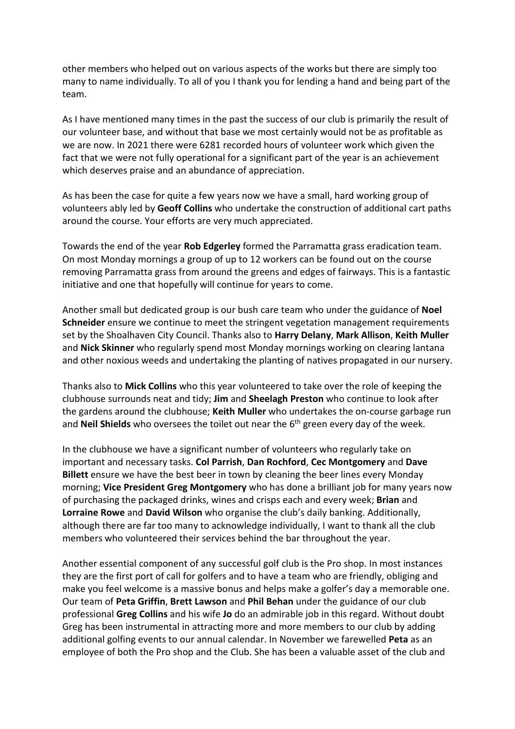other members who helped out on various aspects of the works but there are simply too many to name individually. To all of you I thank you for lending a hand and being part of the team.

As I have mentioned many times in the past the success of our club is primarily the result of our volunteer base, and without that base we most certainly would not be as profitable as we are now. In 2021 there were 6281 recorded hours of volunteer work which given the fact that we were not fully operational for a significant part of the year is an achievement which deserves praise and an abundance of appreciation.

As has been the case for quite a few years now we have a small, hard working group of volunteers ably led by **Geoff Collins** who undertake the construction of additional cart paths around the course. Your efforts are very much appreciated.

Towards the end of the year **Rob Edgerley** formed the Parramatta grass eradication team. On most Monday mornings a group of up to 12 workers can be found out on the course removing Parramatta grass from around the greens and edges of fairways. This is a fantastic initiative and one that hopefully will continue for years to come.

Another small but dedicated group is our bush care team who under the guidance of **Noel Schneider** ensure we continue to meet the stringent vegetation management requirements set by the Shoalhaven City Council. Thanks also to **Harry Delany**, **Mark Allison**, **Keith Muller** and **Nick Skinner** who regularly spend most Monday mornings working on clearing lantana and other noxious weeds and undertaking the planting of natives propagated in our nursery.

Thanks also to **Mick Collins** who this year volunteered to take over the role of keeping the clubhouse surrounds neat and tidy; **Jim** and **Sheelagh Preston** who continue to look after the gardens around the clubhouse; **Keith Muller** who undertakes the on-course garbage run and **Neil Shields** who oversees the toilet out near the 6th green every day of the week.

In the clubhouse we have a significant number of volunteers who regularly take on important and necessary tasks. **Col Parrish**, **Dan Rochford**, **Cec Montgomery** and **Dave Billett** ensure we have the best beer in town by cleaning the beer lines every Monday morning; **Vice President Greg Montgomery** who has done a brilliant job for many years now of purchasing the packaged drinks, wines and crisps each and every week; **Brian** and **Lorraine Rowe** and **David Wilson** who organise the club's daily banking. Additionally, although there are far too many to acknowledge individually, I want to thank all the club members who volunteered their services behind the bar throughout the year.

Another essential component of any successful golf club is the Pro shop. In most instances they are the first port of call for golfers and to have a team who are friendly, obliging and make you feel welcome is a massive bonus and helps make a golfer's day a memorable one. Our team of **Peta Griffin**, **Brett Lawson** and **Phil Behan** under the guidance of our club professional **Greg Collins** and his wife **Jo** do an admirable job in this regard. Without doubt Greg has been instrumental in attracting more and more members to our club by adding additional golfing events to our annual calendar. In November we farewelled **Peta** as an employee of both the Pro shop and the Club. She has been a valuable asset of the club and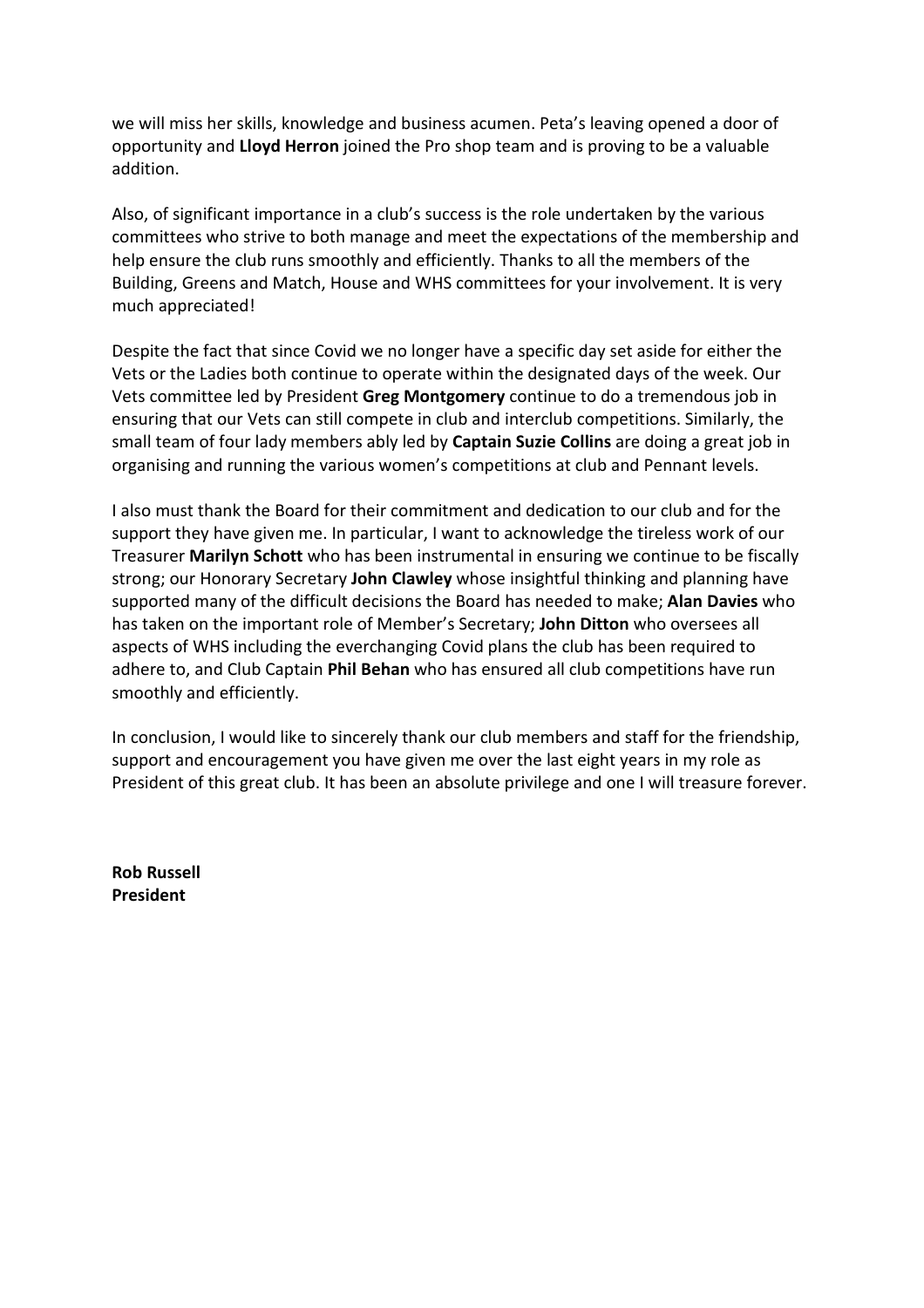we will miss her skills, knowledge and business acumen. Peta's leaving opened a door of opportunity and **Lloyd Herron** joined the Pro shop team and is proving to be a valuable addition.

Also, of significant importance in a club's success is the role undertaken by the various committees who strive to both manage and meet the expectations of the membership and help ensure the club runs smoothly and efficiently. Thanks to all the members of the Building, Greens and Match, House and WHS committees for your involvement. It is very much appreciated!

Despite the fact that since Covid we no longer have a specific day set aside for either the Vets or the Ladies both continue to operate within the designated days of the week. Our Vets committee led by President **Greg Montgomery** continue to do a tremendous job in ensuring that our Vets can still compete in club and interclub competitions. Similarly, the small team of four lady members ably led by **Captain Suzie Collins** are doing a great job in organising and running the various women's competitions at club and Pennant levels.

I also must thank the Board for their commitment and dedication to our club and for the support they have given me. In particular, I want to acknowledge the tireless work of our Treasurer **Marilyn Schott** who has been instrumental in ensuring we continue to be fiscally strong; our Honorary Secretary **John Clawley** whose insightful thinking and planning have supported many of the difficult decisions the Board has needed to make; **Alan Davies** who has taken on the important role of Member's Secretary; **John Ditton** who oversees all aspects of WHS including the everchanging Covid plans the club has been required to adhere to, and Club Captain **Phil Behan** who has ensured all club competitions have run smoothly and efficiently.

In conclusion, I would like to sincerely thank our club members and staff for the friendship, support and encouragement you have given me over the last eight years in my role as President of this great club. It has been an absolute privilege and one I will treasure forever.

**Rob Russell**
**President**